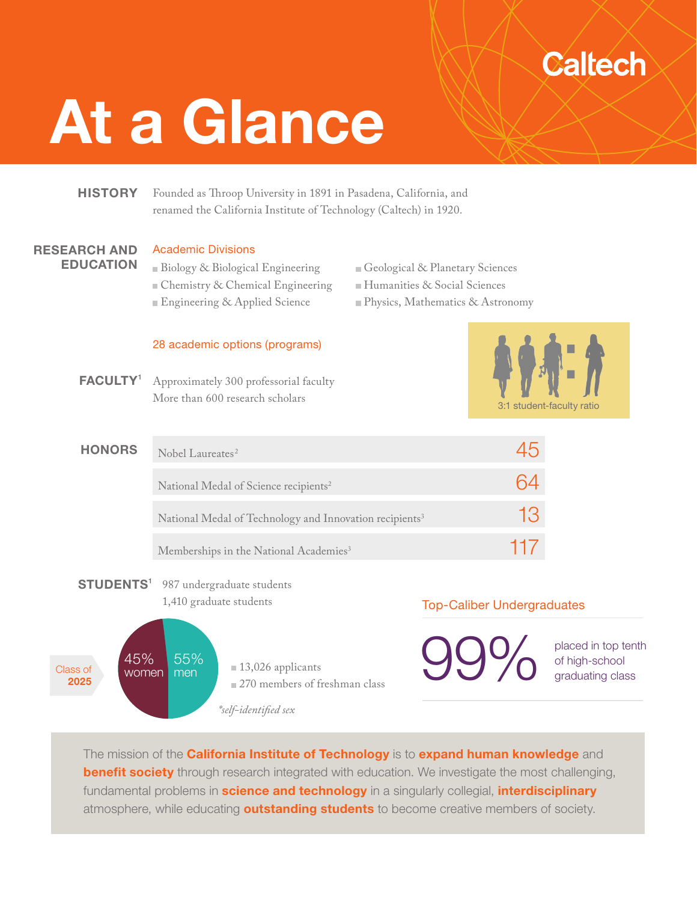Caltech

# At a Glance

## HISTORY

Founded as Throop University in 1891 in Pasadena, California, and renamed the California Institute of Technology (Caltech) in 1920.

## RESEARCH AND EDUCATION

### Academic Divisions

- Biology & Biological Engineering
- Chemistry & Chemical Engineering
- Engineering & Applied Science
- Geological & Planetary Sciences
- Humanities & Social Sciences
- Physics, Mathematics & Astronomy

28 academic options (programs)

## FACULTY[1]

Approximately 300 professorial faculty
More than 600 research scholars

3:1 student-faculty ratio

## HONORS

| Honor | Number |
|---|---|
| Nobel Laureates[2] | 45 |
| National Medal of Science recipients[2] | 64 |
| National Medal of Technology and Innovation recipients[3] | 13 |
| Memberships in the National Academies[3] | 117 |

## STUDENTS[1]

987 undergraduate students
1,410 graduate students

Class of **2025**

45% women
55% men

- 13,026 applicants
- 270 members of freshman class

*self-identified sex

### Top-Caliber Undergraduates

99% placed in top tenth of high-school graduating class

The mission of the **California Institute of Technology** is to **expand human knowledge** and **benefit society** through research integrated with education. We investigate the most challenging, fundamental problems in **science and technology** in a singularly collegial, **interdisciplinary** atmosphere, while educating **outstanding students** to become creative members of society.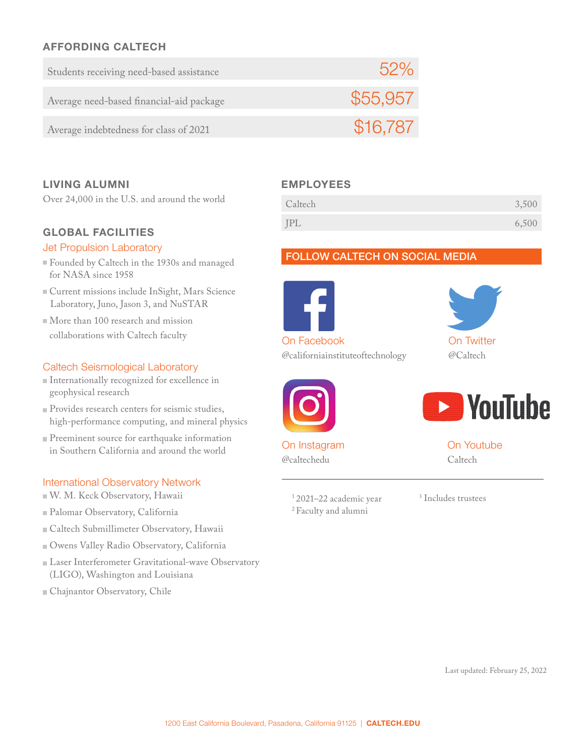## AFFORDING CALTECH

| | |
|---|---|
| Students receiving need-based assistance | 52% |
| Average need-based financial-aid package | $55,957 |
| Average indebtedness for class of 2021 | $16,787 |

## LIVING ALUMNI

Over 24,000 in the U.S. and around the world

## GLOBAL FACILITIES

### Jet Propulsion Laboratory

- Founded by Caltech in the 1930s and managed for NASA since 1958
- Current missions include InSight, Mars Science Laboratory, Juno, Jason 3, and NuSTAR
- More than 100 research and mission collaborations with Caltech faculty

### Caltech Seismological Laboratory

- Internationally recognized for excellence in geophysical research
- Provides research centers for seismic studies, high-performance computing, and mineral physics
- Preeminent source for earthquake information in Southern California and around the world

### International Observatory Network

- W. M. Keck Observatory, Hawaii
- Palomar Observatory, California
- Caltech Submillimeter Observatory, Hawaii
- Owens Valley Radio Observatory, California
- Laser Interferometer Gravitational-wave Observatory (LIGO), Washington and Louisiana
- Chajnantor Observatory, Chile

## EMPLOYEES

| | |
|---|---|
| Caltech | 3,500 |
| JPL | 6,500 |

## FOLLOW CALTECH ON SOCIAL MEDIA

On Facebook
@californiainstituteoftechnology

On Twitter
@Caltech

On Instagram
@caltechedu

On Youtube
Caltech

[1] 2021–22 academic year
[2] Faculty and alumni
[3] Includes trustees

Last updated: February 25, 2022

1200 East California Boulevard, Pasadena, California 91125 | CALTECH.EDU